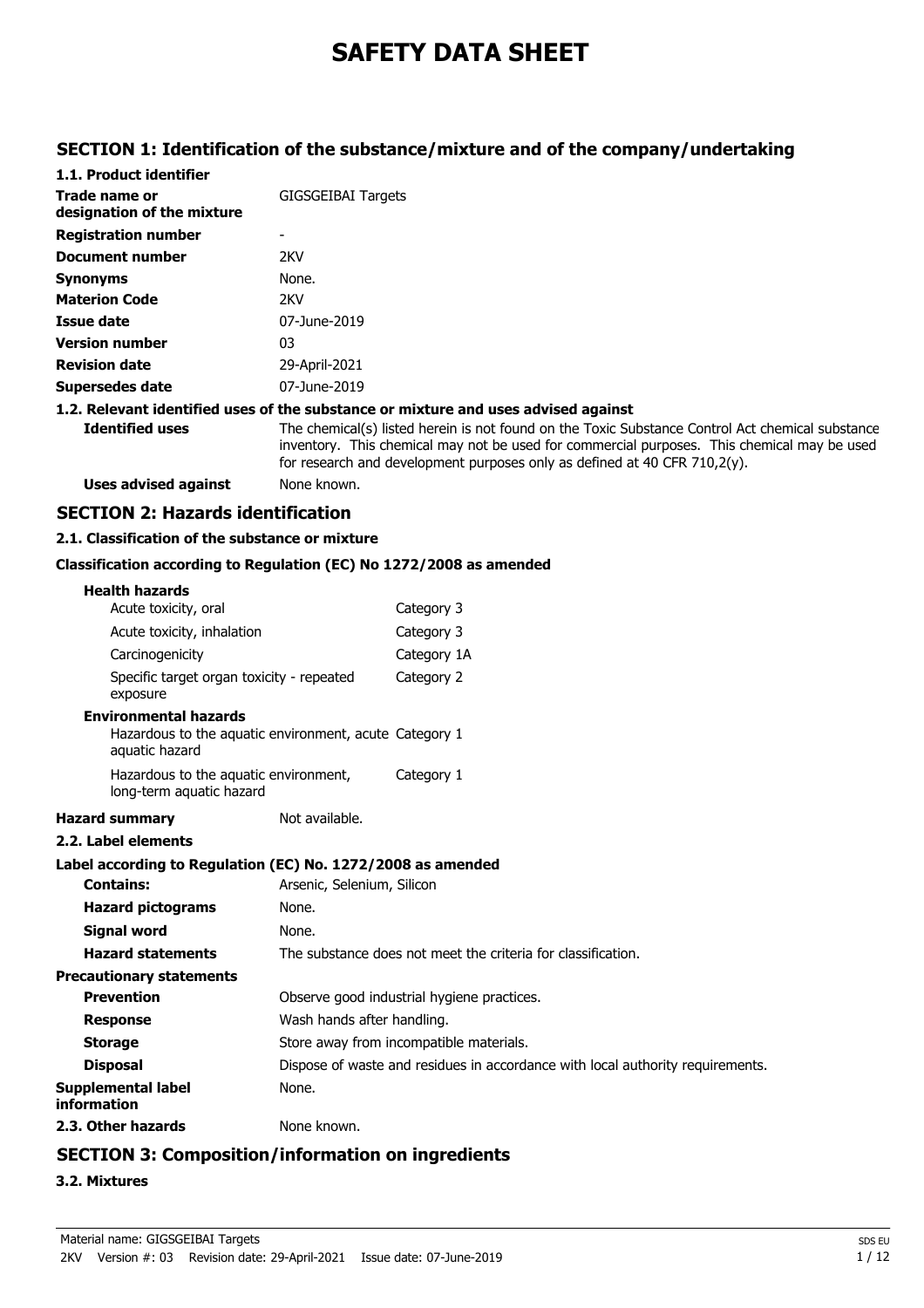# SAFETY DATA SHEET

## SECTION 1: Identification of the substance/mixture and of the company/undertaking

### 1.1. Product identifier

| | |
|---|---|
| **Trade name or designation of the mixture** | GIGSGEIBAI Targets |
| **Registration number** | - |
| **Document number** | 2KV |
| **Synonyms** | None. |
| **Materion Code** | 2KV |
| **Issue date** | 07-June-2019 |
| **Version number** | 03 |
| **Revision date** | 29-April-2021 |
| **Supersedes date** | 07-June-2019 |

### 1.2. Relevant identified uses of the substance or mixture and uses advised against

**Identified uses** The chemical(s) listed herein is not found on the Toxic Substance Control Act chemical substance inventory. This chemical may not be used for commercial purposes. This chemical may be used for research and development purposes only as defined at 40 CFR 710,2(y).

**Uses advised against** None known.

## SECTION 2: Hazards identification

### 2.1. Classification of the substance or mixture

**Classification according to Regulation (EC) No 1272/2008 as amended**

**Health hazards**

| | |
|---|---|
| Acute toxicity, oral | Category 3 |
| Acute toxicity, inhalation | Category 3 |
| Carcinogenicity | Category 1A |
| Specific target organ toxicity - repeated exposure | Category 2 |

**Environmental hazards**

| | |
|---|---|
| Hazardous to the aquatic environment, acute aquatic hazard | Category 1 |
| Hazardous to the aquatic environment, long-term aquatic hazard | Category 1 |

**Hazard summary** Not available.

### 2.2. Label elements

**Label according to Regulation (EC) No. 1272/2008 as amended**

| | |
|---|---|
| **Contains:** | Arsenic, Selenium, Silicon |
| **Hazard pictograms** | None. |
| **Signal word** | None. |
| **Hazard statements** | The substance does not meet the criteria for classification. |

**Precautionary statements**

| | |
|---|---|
| **Prevention** | Observe good industrial hygiene practices. |
| **Response** | Wash hands after handling. |
| **Storage** | Store away from incompatible materials. |
| **Disposal** | Dispose of waste and residues in accordance with local authority requirements. |

**Supplemental label information** None.

### 2.3. Other hazards

None known.

## SECTION 3: Composition/information on ingredients

### 3.2. Mixtures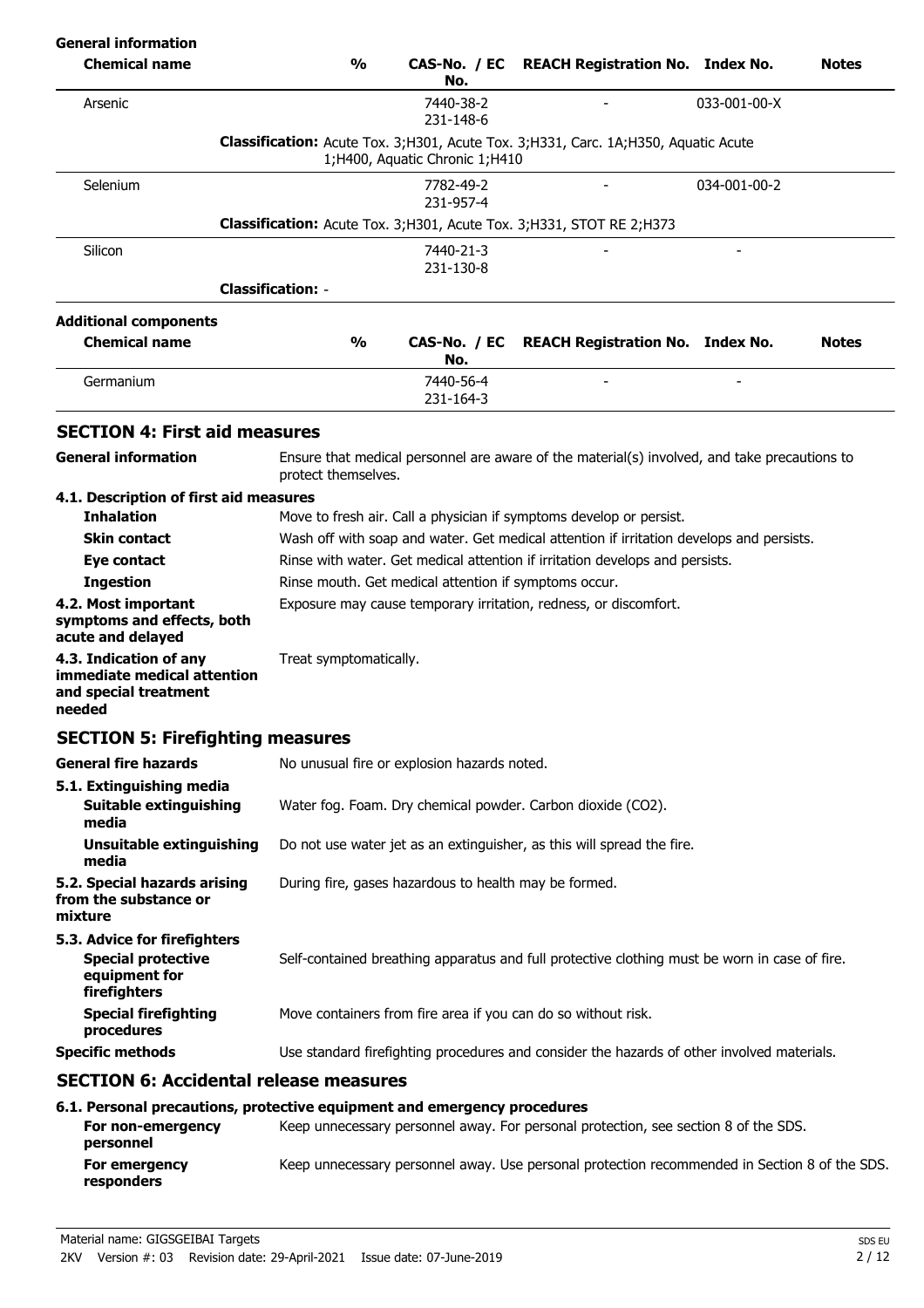**General information**

| Chemical name | % | CAS-No. / EC No. | REACH Registration No. | Index No. | Notes |
|---|---|---|---|---|---|
| Arsenic | | 7440-38-2<br>231-148-6 | - | 033-001-00-X | |
| | **Classification:** Acute Tox. 3;H301, Acute Tox. 3;H331, Carc. 1A;H350, Aquatic Acute 1;H400, Aquatic Chronic 1;H410 | | | | |
| Selenium | | 7782-49-2<br>231-957-4 | - | 034-001-00-2 | |
| | **Classification:** Acute Tox. 3;H301, Acute Tox. 3;H331, STOT RE 2;H373 | | | | |
| Silicon | | 7440-21-3<br>231-130-8 | - | - | |
| | **Classification:** - | | | | |

**Additional components**

| Chemical name | % | CAS-No. / EC No. | REACH Registration No. | Index No. | Notes |
|---|---|---|---|---|---|
| Germanium | | 7440-56-4<br>231-164-3 | - | - | |

## SECTION 4: First aid measures

**General information** Ensure that medical personnel are aware of the material(s) involved, and take precautions to protect themselves.

**4.1. Description of first aid measures**

**Inhalation** Move to fresh air. Call a physician if symptoms develop or persist.

**Skin contact** Wash off with soap and water. Get medical attention if irritation develops and persists.

**Eye contact** Rinse with water. Get medical attention if irritation develops and persists.

**Ingestion** Rinse mouth. Get medical attention if symptoms occur.

**4.2. Most important symptoms and effects, both acute and delayed** Exposure may cause temporary irritation, redness, or discomfort.

**4.3. Indication of any immediate medical attention and special treatment needed** Treat symptomatically.

## SECTION 5: Firefighting measures

**General fire hazards** No unusual fire or explosion hazards noted.

**5.1. Extinguishing media**

**Suitable extinguishing media** Water fog. Foam. Dry chemical powder. Carbon dioxide ($CO_2$).

**Unsuitable extinguishing media** Do not use water jet as an extinguisher, as this will spread the fire.

**5.2. Special hazards arising from the substance or mixture** During fire, gases hazardous to health may be formed.

**5.3. Advice for firefighters**

**Special protective equipment for firefighters** Self-contained breathing apparatus and full protective clothing must be worn in case of fire.

**Special firefighting procedures** Move containers from fire area if you can do so without risk.

**Specific methods** Use standard firefighting procedures and consider the hazards of other involved materials.

## SECTION 6: Accidental release measures

**6.1. Personal precautions, protective equipment and emergency procedures**

**For non-emergency personnel** Keep unnecessary personnel away. For personal protection, see section 8 of the SDS.

**For emergency responders** Keep unnecessary personnel away. Use personal protection recommended in Section 8 of the SDS.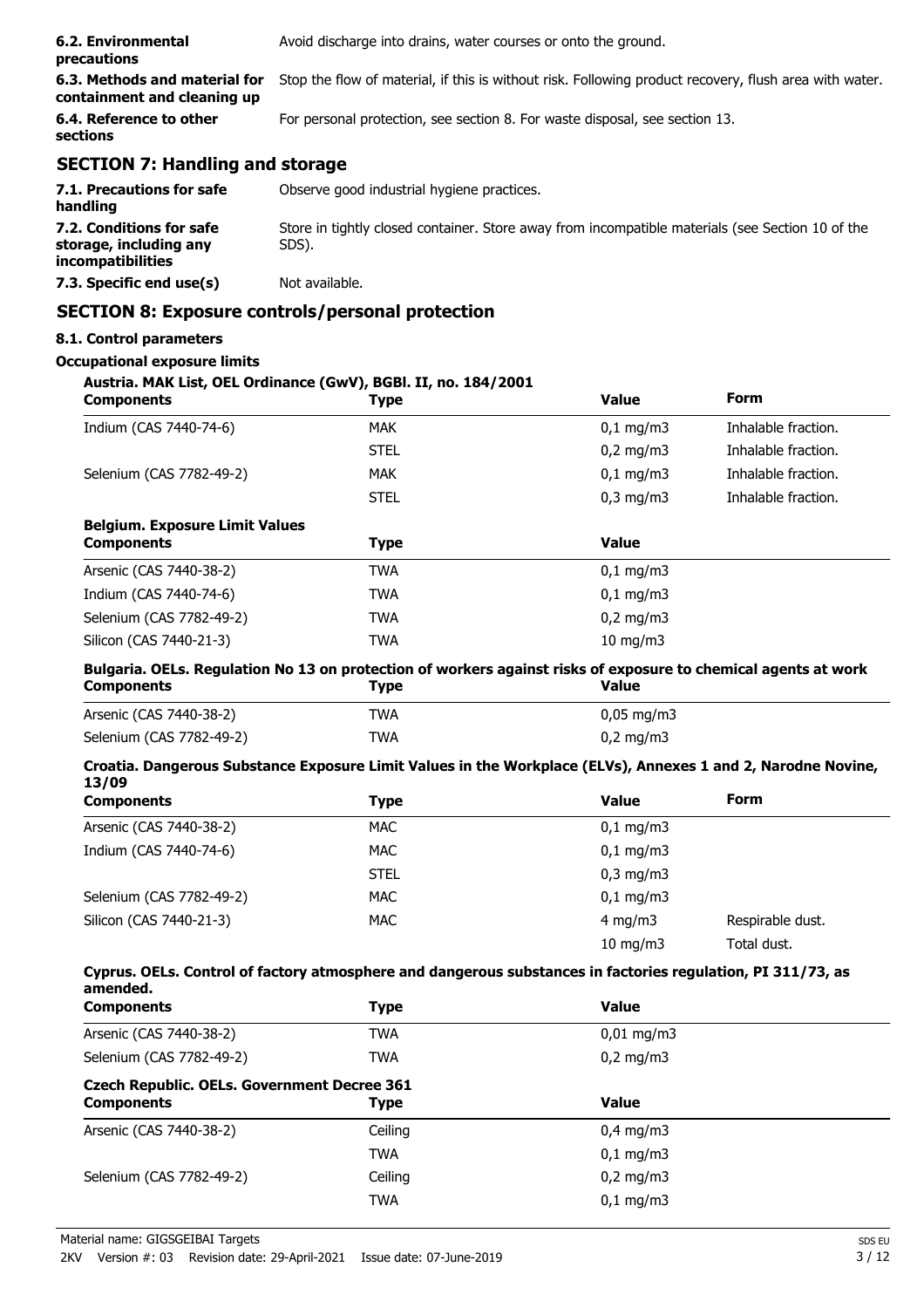| | |
|---|---|
| **6.2. Environmental precautions** | Avoid discharge into drains, water courses or onto the ground. |
| **6.3. Methods and material for containment and cleaning up** | Stop the flow of material, if this is without risk. Following product recovery, flush area with water. |
| **6.4. Reference to other sections** | For personal protection, see section 8. For waste disposal, see section 13. |

## SECTION 7: Handling and storage

| | |
|---|---|
| **7.1. Precautions for safe handling** | Observe good industrial hygiene practices. |
| **7.2. Conditions for safe storage, including any incompatibilities** | Store in tightly closed container. Store away from incompatible materials (see Section 10 of the SDS). |
| **7.3. Specific end use(s)** | Not available. |

## SECTION 8: Exposure controls/personal protection

### 8.1. Control parameters

**Occupational exposure limits**

**Austria. MAK List, OEL Ordinance (GwV), BGBl. II, no. 184/2001**

| Components | Type | Value | Form |
|---|---|---|---|
| Indium (CAS 7440-74-6) | MAK | 0,1 mg/m3 | Inhalable fraction. |
| | STEL | 0,2 mg/m3 | Inhalable fraction. |
| Selenium (CAS 7782-49-2) | MAK | 0,1 mg/m3 | Inhalable fraction. |
| | STEL | 0,3 mg/m3 | Inhalable fraction. |

**Belgium. Exposure Limit Values**

| Components | Type | Value |
|---|---|---|
| Arsenic (CAS 7440-38-2) | TWA | 0,1 mg/m3 |
| Indium (CAS 7440-74-6) | TWA | 0,1 mg/m3 |
| Selenium (CAS 7782-49-2) | TWA | 0,2 mg/m3 |
| Silicon (CAS 7440-21-3) | TWA | 10 mg/m3 |

**Bulgaria. OELs. Regulation No 13 on protection of workers against risks of exposure to chemical agents at work**

| Components | Type | Value |
|---|---|---|
| Arsenic (CAS 7440-38-2) | TWA | 0,05 mg/m3 |
| Selenium (CAS 7782-49-2) | TWA | 0,2 mg/m3 |

**Croatia. Dangerous Substance Exposure Limit Values in the Workplace (ELVs), Annexes 1 and 2, Narodne Novine, 13/09**

| Components | Type | Value | Form |
|---|---|---|---|
| Arsenic (CAS 7440-38-2) | MAC | 0,1 mg/m3 | |
| Indium (CAS 7440-74-6) | MAC | 0,1 mg/m3 | |
| | STEL | 0,3 mg/m3 | |
| Selenium (CAS 7782-49-2) | MAC | 0,1 mg/m3 | |
| Silicon (CAS 7440-21-3) | MAC | 4 mg/m3 | Respirable dust. |
| | | 10 mg/m3 | Total dust. |

**Cyprus. OELs. Control of factory atmosphere and dangerous substances in factories regulation, PI 311/73, as amended.**

| Components | Type | Value |
|---|---|---|
| Arsenic (CAS 7440-38-2) | TWA | 0,01 mg/m3 |
| Selenium (CAS 7782-49-2) | TWA | 0,2 mg/m3 |

**Czech Republic. OELs. Government Decree 361**

| Components | Type | Value |
|---|---|---|
| Arsenic (CAS 7440-38-2) | Ceiling | 0,4 mg/m3 |
| | TWA | 0,1 mg/m3 |
| Selenium (CAS 7782-49-2) | Ceiling | 0,2 mg/m3 |
| | TWA | 0,1 mg/m3 |

Material name: GIGSGEIBAI Targets
2KV Version #: 03 Revision date: 29-April-2021 Issue date: 07-June-2019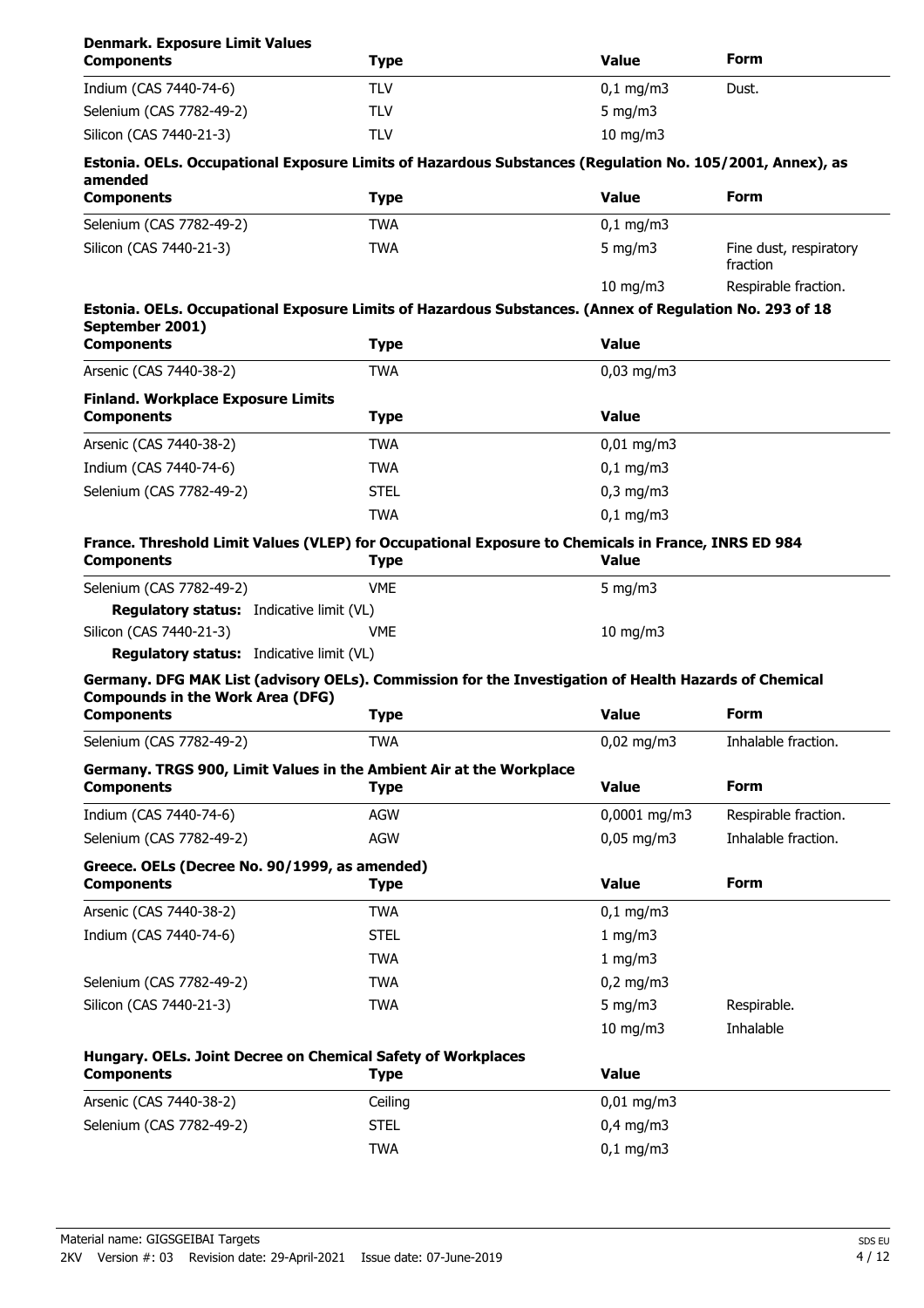**Denmark. Exposure Limit Values**

| Components | Type | Value | Form |
|---|---|---|---|
| Indium (CAS 7440-74-6) | TLV | 0,1 mg/m3 | Dust. |
| Selenium (CAS 7782-49-2) | TLV | 5 mg/m3 | |
| Silicon (CAS 7440-21-3) | TLV | 10 mg/m3 | |

**Estonia. OELs. Occupational Exposure Limits of Hazardous Substances (Regulation No. 105/2001, Annex), as amended**

| Components | Type | Value | Form |
|---|---|---|---|
| Selenium (CAS 7782-49-2) | TWA | 0,1 mg/m3 | |
| Silicon (CAS 7440-21-3) | TWA | 5 mg/m3 | Fine dust, respiratory fraction |
| | | 10 mg/m3 | Respirable fraction. |

**Estonia. OELs. Occupational Exposure Limits of Hazardous Substances. (Annex of Regulation No. 293 of 18 September 2001)**

| Components | Type | Value |
|---|---|---|
| Arsenic (CAS 7440-38-2) | TWA | 0,03 mg/m3 |

**Finland. Workplace Exposure Limits**

| Components | Type | Value |
|---|---|---|
| Arsenic (CAS 7440-38-2) | TWA | 0,01 mg/m3 |
| Indium (CAS 7440-74-6) | TWA | 0,1 mg/m3 |
| Selenium (CAS 7782-49-2) | STEL | 0,3 mg/m3 |
| | TWA | 0,1 mg/m3 |

**France. Threshold Limit Values (VLEP) for Occupational Exposure to Chemicals in France, INRS ED 984**

| Components | Type | Value |
|---|---|---|
| Selenium (CAS 7782-49-2) | VME | 5 mg/m3 |
| **Regulatory status:** Indicative limit (VL) | | |
| Silicon (CAS 7440-21-3) | VME | 10 mg/m3 |
| **Regulatory status:** Indicative limit (VL) | | |

**Germany. DFG MAK List (advisory OELs). Commission for the Investigation of Health Hazards of Chemical Compounds in the Work Area (DFG)**

| Components | Type | Value | Form |
|---|---|---|---|
| Selenium (CAS 7782-49-2) | TWA | 0,02 mg/m3 | Inhalable fraction. |

**Germany. TRGS 900, Limit Values in the Ambient Air at the Workplace**

| Components | Type | Value | Form |
|---|---|---|---|
| Indium (CAS 7440-74-6) | AGW | 0,0001 mg/m3 | Respirable fraction. |
| Selenium (CAS 7782-49-2) | AGW | 0,05 mg/m3 | Inhalable fraction. |

**Greece. OELs (Decree No. 90/1999, as amended)**

| Components | Type | Value | Form |
|---|---|---|---|
| Arsenic (CAS 7440-38-2) | TWA | 0,1 mg/m3 | |
| Indium (CAS 7440-74-6) | STEL | 1 mg/m3 | |
| | TWA | 1 mg/m3 | |
| Selenium (CAS 7782-49-2) | TWA | 0,2 mg/m3 | |
| Silicon (CAS 7440-21-3) | TWA | 5 mg/m3 | Respirable. |
| | | 10 mg/m3 | Inhalable |

**Hungary. OELs. Joint Decree on Chemical Safety of Workplaces**

| Components | Type | Value |
|---|---|---|
| Arsenic (CAS 7440-38-2) | Ceiling | 0,01 mg/m3 |
| Selenium (CAS 7782-49-2) | STEL | 0,4 mg/m3 |
| | TWA | 0,1 mg/m3 |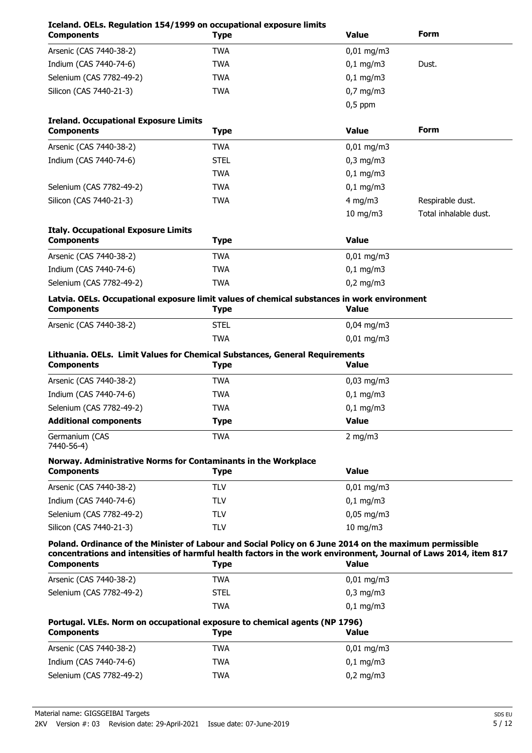**Iceland. OELs. Regulation 154/1999 on occupational exposure limits**

| Components | Type | Value | Form |
|---|---|---|---|
| Arsenic (CAS 7440-38-2) | TWA | 0,01 mg/m3 | |
| Indium (CAS 7440-74-6) | TWA | 0,1 mg/m3 | Dust. |
| Selenium (CAS 7782-49-2) | TWA | 0,1 mg/m3 | |
| Silicon (CAS 7440-21-3) | TWA | 0,7 mg/m3 | |
| | | 0,5 ppm | |

**Ireland. Occupational Exposure Limits**

| Components | Type | Value | Form |
|---|---|---|---|
| Arsenic (CAS 7440-38-2) | TWA | 0,01 mg/m3 | |
| Indium (CAS 7440-74-6) | STEL | 0,3 mg/m3 | |
| | TWA | 0,1 mg/m3 | |
| Selenium (CAS 7782-49-2) | TWA | 0,1 mg/m3 | |
| Silicon (CAS 7440-21-3) | TWA | 4 mg/m3 | Respirable dust. |
| | | 10 mg/m3 | Total inhalable dust. |

**Italy. Occupational Exposure Limits**

| Components | Type | Value |
|---|---|---|
| Arsenic (CAS 7440-38-2) | TWA | 0,01 mg/m3 |
| Indium (CAS 7440-74-6) | TWA | 0,1 mg/m3 |
| Selenium (CAS 7782-49-2) | TWA | 0,2 mg/m3 |

**Latvia. OELs. Occupational exposure limit values of chemical substances in work environment**

| Components | Type | Value |
|---|---|---|
| Arsenic (CAS 7440-38-2) | STEL | 0,04 mg/m3 |
| | TWA | 0,01 mg/m3 |

**Lithuania. OELs. Limit Values for Chemical Substances, General Requirements**

| Components | Type | Value |
|---|---|---|
| Arsenic (CAS 7440-38-2) | TWA | 0,03 mg/m3 |
| Indium (CAS 7440-74-6) | TWA | 0,1 mg/m3 |
| Selenium (CAS 7782-49-2) | TWA | 0,1 mg/m3 |
| **Additional components** | **Type** | **Value** |
| Germanium (CAS 7440-56-4) | TWA | 2 mg/m3 |

**Norway. Administrative Norms for Contaminants in the Workplace**

| Components | Type | Value |
|---|---|---|
| Arsenic (CAS 7440-38-2) | TLV | 0,01 mg/m3 |
| Indium (CAS 7440-74-6) | TLV | 0,1 mg/m3 |
| Selenium (CAS 7782-49-2) | TLV | 0,05 mg/m3 |
| Silicon (CAS 7440-21-3) | TLV | 10 mg/m3 |

**Poland. Ordinance of the Minister of Labour and Social Policy on 6 June 2014 on the maximum permissible concentrations and intensities of harmful health factors in the work environment, Journal of Laws 2014, item 817**

| Components | Type | Value |
|---|---|---|
| Arsenic (CAS 7440-38-2) | TWA | 0,01 mg/m3 |
| Selenium (CAS 7782-49-2) | STEL | 0,3 mg/m3 |
| | TWA | 0,1 mg/m3 |

**Portugal. VLEs. Norm on occupational exposure to chemical agents (NP 1796)**

| Components | Type | Value |
|---|---|---|
| Arsenic (CAS 7440-38-2) | TWA | 0,01 mg/m3 |
| Indium (CAS 7440-74-6) | TWA | 0,1 mg/m3 |
| Selenium (CAS 7782-49-2) | TWA | 0,2 mg/m3 |

Material name: GIGSGEIBAI Targets
2KV Version #: 03 Revision date: 29-April-2021 Issue date: 07-June-2019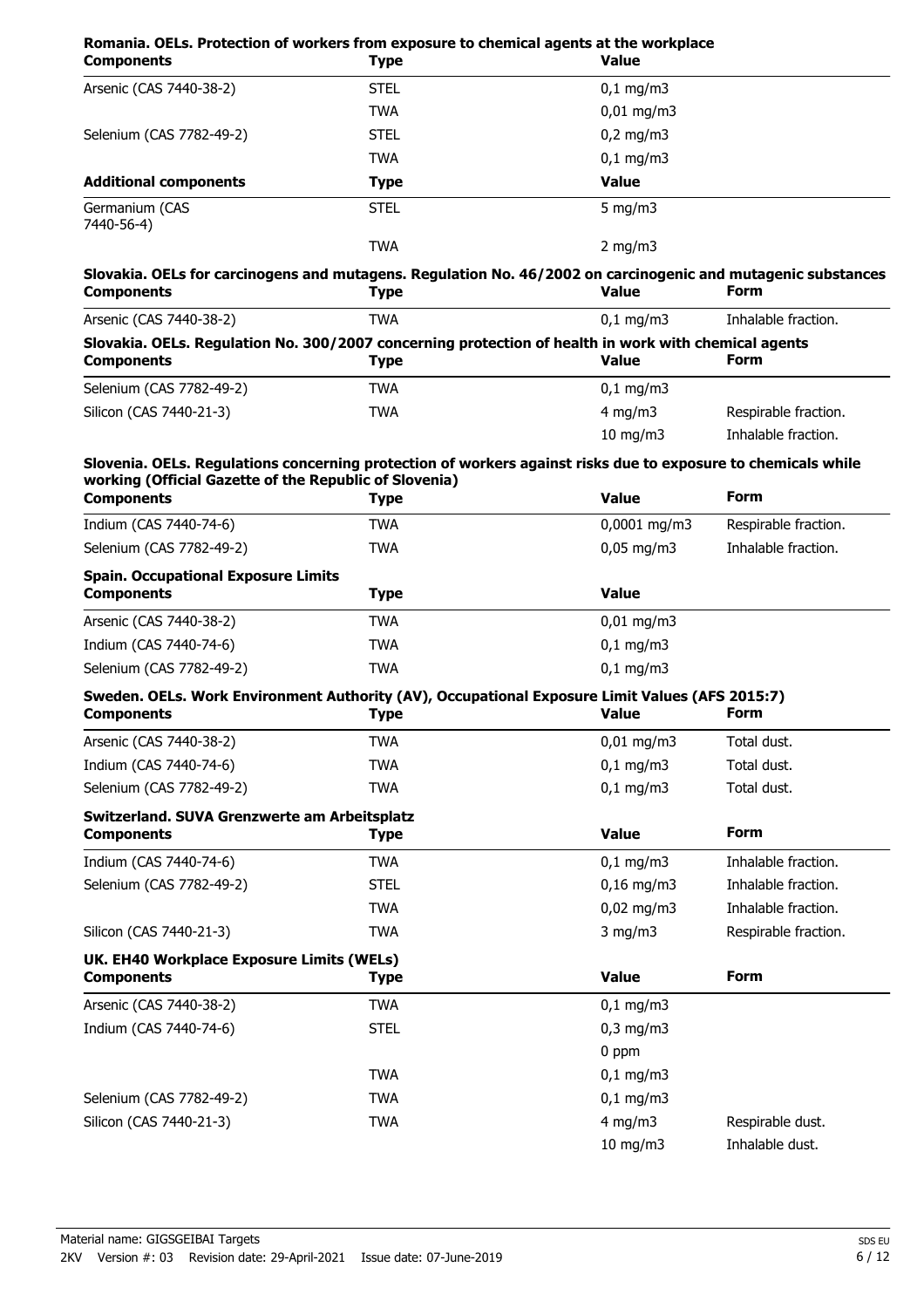**Romania. OELs. Protection of workers from exposure to chemical agents at the workplace**

| Components | Type | Value |
|---|---|---|
| Arsenic (CAS 7440-38-2) | STEL | 0,1 mg/m3 |
| | TWA | 0,01 mg/m3 |
| Selenium (CAS 7782-49-2) | STEL | 0,2 mg/m3 |
| | TWA | 0,1 mg/m3 |
| **Additional components** | **Type** | **Value** |
| Germanium (CAS 7440-56-4) | STEL | 5 mg/m3 |
| | TWA | 2 mg/m3 |

**Slovakia. OELs for carcinogens and mutagens. Regulation No. 46/2002 on carcinogenic and mutagenic substances**

| Components | Type | Value | Form |
|---|---|---|---|
| Arsenic (CAS 7440-38-2) | TWA | 0,1 mg/m3 | Inhalable fraction. |

**Slovakia. OELs. Regulation No. 300/2007 concerning protection of health in work with chemical agents**

| Components | Type | Value | Form |
|---|---|---|---|
| Selenium (CAS 7782-49-2) | TWA | 0,1 mg/m3 | |
| Silicon (CAS 7440-21-3) | TWA | 4 mg/m3 | Respirable fraction. |
| | | 10 mg/m3 | Inhalable fraction. |

**Slovenia. OELs. Regulations concerning protection of workers against risks due to exposure to chemicals while working (Official Gazette of the Republic of Slovenia)**

| Components | Type | Value | Form |
|---|---|---|---|
| Indium (CAS 7440-74-6) | TWA | 0,0001 mg/m3 | Respirable fraction. |
| Selenium (CAS 7782-49-2) | TWA | 0,05 mg/m3 | Inhalable fraction. |

**Spain. Occupational Exposure Limits**

| Components | Type | Value |
|---|---|---|
| Arsenic (CAS 7440-38-2) | TWA | 0,01 mg/m3 |
| Indium (CAS 7440-74-6) | TWA | 0,1 mg/m3 |
| Selenium (CAS 7782-49-2) | TWA | 0,1 mg/m3 |

**Sweden. OELs. Work Environment Authority (AV), Occupational Exposure Limit Values (AFS 2015:7)**

| Components | Type | Value | Form |
|---|---|---|---|
| Arsenic (CAS 7440-38-2) | TWA | 0,01 mg/m3 | Total dust. |
| Indium (CAS 7440-74-6) | TWA | 0,1 mg/m3 | Total dust. |
| Selenium (CAS 7782-49-2) | TWA | 0,1 mg/m3 | Total dust. |

**Switzerland. SUVA Grenzwerte am Arbeitsplatz**

| Components | Type | Value | Form |
|---|---|---|---|
| Indium (CAS 7440-74-6) | TWA | 0,1 mg/m3 | Inhalable fraction. |
| Selenium (CAS 7782-49-2) | STEL | 0,16 mg/m3 | Inhalable fraction. |
| | TWA | 0,02 mg/m3 | Inhalable fraction. |
| Silicon (CAS 7440-21-3) | TWA | 3 mg/m3 | Respirable fraction. |

**UK. EH40 Workplace Exposure Limits (WELs)**

| Components | Type | Value | Form |
|---|---|---|---|
| Arsenic (CAS 7440-38-2) | TWA | 0,1 mg/m3 | |
| Indium (CAS 7440-74-6) | STEL | 0,3 mg/m3 | |
| | | 0 ppm | |
| | TWA | 0,1 mg/m3 | |
| Selenium (CAS 7782-49-2) | TWA | 0,1 mg/m3 | |
| Silicon (CAS 7440-21-3) | TWA | 4 mg/m3 | Respirable dust. |
| | | 10 mg/m3 | Inhalable dust. |

Material name: GIGSGEIBAI Targets
2KV Version #: 03 Revision date: 29-April-2021 Issue date: 07-June-2019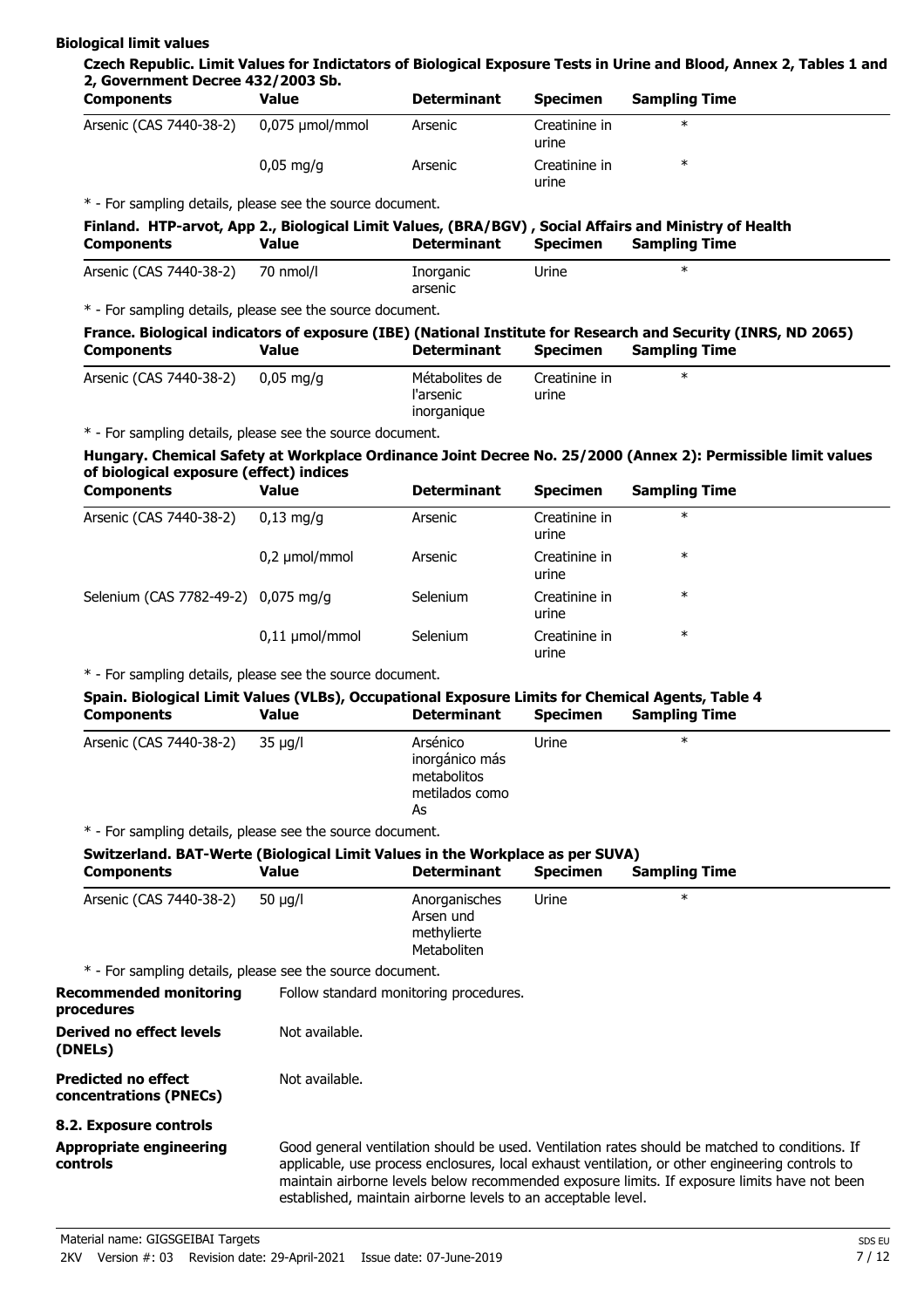**Biological limit values**

**Czech Republic. Limit Values for Indictators of Biological Exposure Tests in Urine and Blood, Annex 2, Tables 1 and 2, Government Decree 432/2003 Sb.**

| Components | Value | Determinant | Specimen | Sampling Time |
|---|---|---|---|---|
| Arsenic (CAS 7440-38-2) | 0,075 µmol/mmol | Arsenic | Creatinine in urine | * |
| | 0,05 mg/g | Arsenic | Creatinine in urine | * |

* - For sampling details, please see the source document.

**Finland. HTP-arvot, App 2., Biological Limit Values, (BRA/BGV) , Social Affairs and Ministry of Health**

| Components | Value | Determinant | Specimen | Sampling Time |
|---|---|---|---|---|
| Arsenic (CAS 7440-38-2) | 70 nmol/l | Inorganic arsenic | Urine | * |

* - For sampling details, please see the source document.

**France. Biological indicators of exposure (IBE) (National Institute for Research and Security (INRS, ND 2065)**

| Components | Value | Determinant | Specimen | Sampling Time |
|---|---|---|---|---|
| Arsenic (CAS 7440-38-2) | 0,05 mg/g | Métabolites de l'arsenic inorganique | Creatinine in urine | * |

* - For sampling details, please see the source document.

**Hungary. Chemical Safety at Workplace Ordinance Joint Decree No. 25/2000 (Annex 2): Permissible limit values of biological exposure (effect) indices**

| Components | Value | Determinant | Specimen | Sampling Time |
|---|---|---|---|---|
| Arsenic (CAS 7440-38-2) | 0,13 mg/g | Arsenic | Creatinine in urine | * |
| | 0,2 µmol/mmol | Arsenic | Creatinine in urine | * |
| Selenium (CAS 7782-49-2) | 0,075 mg/g | Selenium | Creatinine in urine | * |
| | 0,11 µmol/mmol | Selenium | Creatinine in urine | * |

* - For sampling details, please see the source document.

**Spain. Biological Limit Values (VLBs), Occupational Exposure Limits for Chemical Agents, Table 4**

| Components | Value | Determinant | Specimen | Sampling Time |
|---|---|---|---|---|
| Arsenic (CAS 7440-38-2) | 35 µg/l | Arsénico inorgánico más metabolitos metilados como As | Urine | * |

* - For sampling details, please see the source document.

**Switzerland. BAT-Werte (Biological Limit Values in the Workplace as per SUVA)**

| Components | Value | Determinant | Specimen | Sampling Time |
|---|---|---|---|---|
| Arsenic (CAS 7440-38-2) | 50 µg/l | Anorganisches Arsen und methylierte Metaboliten | Urine | * |

* - For sampling details, please see the source document.

**Recommended monitoring procedures** Follow standard monitoring procedures.

**Derived no effect levels (DNELs)** Not available.

**Predicted no effect concentrations (PNECs)** Not available.

**8.2. Exposure controls**

**Appropriate engineering controls** Good general ventilation should be used. Ventilation rates should be matched to conditions. If applicable, use process enclosures, local exhaust ventilation, or other engineering controls to maintain airborne levels below recommended exposure limits. If exposure limits have not been established, maintain airborne levels to an acceptable level.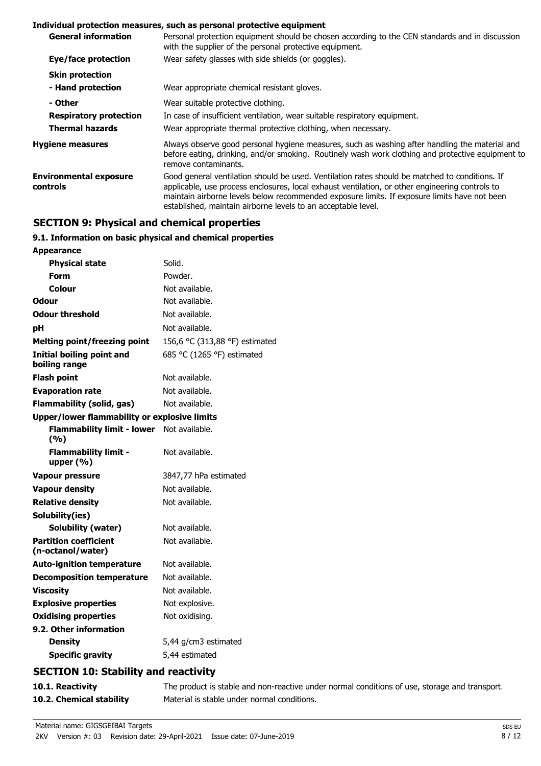**Individual protection measures, such as personal protective equipment**

| | |
|---|---|
| **General information** | Personal protection equipment should be chosen according to the CEN standards and in discussion with the supplier of the personal protective equipment. |
| **Eye/face protection** | Wear safety glasses with side shields (or goggles). |
| **Skin protection** | |
| **- Hand protection** | Wear appropriate chemical resistant gloves. |
| **- Other** | Wear suitable protective clothing. |
| **Respiratory protection** | In case of insufficient ventilation, wear suitable respiratory equipment. |
| **Thermal hazards** | Wear appropriate thermal protective clothing, when necessary. |
| **Hygiene measures** | Always observe good personal hygiene measures, such as washing after handling the material and before eating, drinking, and/or smoking. Routinely wash work clothing and protective equipment to remove contaminants. |
| **Environmental exposure controls** | Good general ventilation should be used. Ventilation rates should be matched to conditions. If applicable, use process enclosures, local exhaust ventilation, or other engineering controls to maintain airborne levels below recommended exposure limits. If exposure limits have not been established, maintain airborne levels to an acceptable level. |

## SECTION 9: Physical and chemical properties

### 9.1. Information on basic physical and chemical properties

| | |
|---|---|
| **Appearance** | |
| **Physical state** | Solid. |
| **Form** | Powder. |
| **Colour** | Not available. |
| **Odour** | Not available. |
| **Odour threshold** | Not available. |
| **pH** | Not available. |
| **Melting point/freezing point** | 156,6 °C (313,88 °F) estimated |
| **Initial boiling point and boiling range** | 685 °C (1265 °F) estimated |
| **Flash point** | Not available. |
| **Evaporation rate** | Not available. |
| **Flammability (solid, gas)** | Not available. |
| **Upper/lower flammability or explosive limits** | |
| **Flammability limit - lower (%)** | Not available. |
| **Flammability limit - upper (%)** | Not available. |
| **Vapour pressure** | 3847,77 hPa estimated |
| **Vapour density** | Not available. |
| **Relative density** | Not available. |
| **Solubility(ies)** | |
| **Solubility (water)** | Not available. |
| **Partition coefficient (n-octanol/water)** | Not available. |
| **Auto-ignition temperature** | Not available. |
| **Decomposition temperature** | Not available. |
| **Viscosity** | Not available. |
| **Explosive properties** | Not explosive. |
| **Oxidising properties** | Not oxidising. |
| **9.2. Other information** | |
| **Density** | 5,44 g/cm3 estimated |
| **Specific gravity** | 5,44 estimated |

## SECTION 10: Stability and reactivity

| | |
|---|---|
| **10.1. Reactivity** | The product is stable and non-reactive under normal conditions of use, storage and transport. |
| **10.2. Chemical stability** | Material is stable under normal conditions. |

Material name: GIGSGEIBAI Targets
2KV Version #: 03 Revision date: 29-April-2021 Issue date: 07-June-2019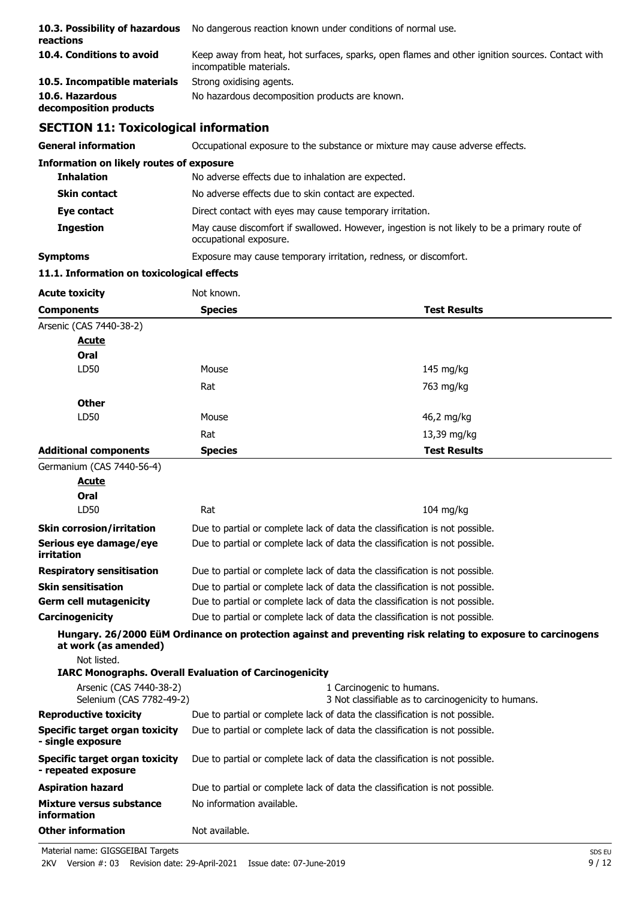| | |
|---|---|
| **10.3. Possibility of hazardous reactions** | No dangerous reaction known under conditions of normal use. |
| **10.4. Conditions to avoid** | Keep away from heat, hot surfaces, sparks, open flames and other ignition sources. Contact with incompatible materials. |
| **10.5. Incompatible materials** | Strong oxidising agents. |
| **10.6. Hazardous decomposition products** | No hazardous decomposition products are known. |

## SECTION 11: Toxicological information

| | |
|---|---|
| **General information** | Occupational exposure to the substance or mixture may cause adverse effects. |

**Information on likely routes of exposure**

| | |
|---|---|
| **Inhalation** | No adverse effects due to inhalation are expected. |
| **Skin contact** | No adverse effects due to skin contact are expected. |
| **Eye contact** | Direct contact with eyes may cause temporary irritation. |
| **Ingestion** | May cause discomfort if swallowed. However, ingestion is not likely to be a primary route of occupational exposure. |
| **Symptoms** | Exposure may cause temporary irritation, redness, or discomfort. |

**11.1. Information on toxicological effects**

**Acute toxicity** Not known.

| **Components** | **Species** | **Test Results** |
|---|---|---|
| Arsenic (CAS 7440-38-2) | | |
| **Acute** | | |
| **Oral** | | |
| LD50 | Mouse | 145 mg/kg |
| | Rat | 763 mg/kg |
| **Other** | | |
| LD50 | Mouse | 46,2 mg/kg |
| | Rat | 13,39 mg/kg |

| **Additional components** | **Species** | **Test Results** |
|---|---|---|
| Germanium (CAS 7440-56-4) | | |
| **Acute** | | |
| **Oral** | | |
| LD50 | Rat | 104 mg/kg |

| | |
|---|---|
| **Skin corrosion/irritation** | Due to partial or complete lack of data the classification is not possible. |
| **Serious eye damage/eye irritation** | Due to partial or complete lack of data the classification is not possible. |
| **Respiratory sensitisation** | Due to partial or complete lack of data the classification is not possible. |
| **Skin sensitisation** | Due to partial or complete lack of data the classification is not possible. |
| **Germ cell mutagenicity** | Due to partial or complete lack of data the classification is not possible. |
| **Carcinogenicity** | Due to partial or complete lack of data the classification is not possible. |

**Hungary. 26/2000 EüM Ordinance on protection against and preventing risk relating to exposure to carcinogens at work (as amended)**

Not listed.

**IARC Monographs. Overall Evaluation of Carcinogenicity**

| | |
|---|---|
| Arsenic (CAS 7440-38-2) | 1 Carcinogenic to humans. |
| Selenium (CAS 7782-49-2) | 3 Not classifiable as to carcinogenicity to humans. |

| | |
|---|---|
| **Reproductive toxicity** | Due to partial or complete lack of data the classification is not possible. |
| **Specific target organ toxicity - single exposure** | Due to partial or complete lack of data the classification is not possible. |
| **Specific target organ toxicity - repeated exposure** | Due to partial or complete lack of data the classification is not possible. |
| **Aspiration hazard** | Due to partial or complete lack of data the classification is not possible. |
| **Mixture versus substance information** | No information available. |
| **Other information** | Not available. |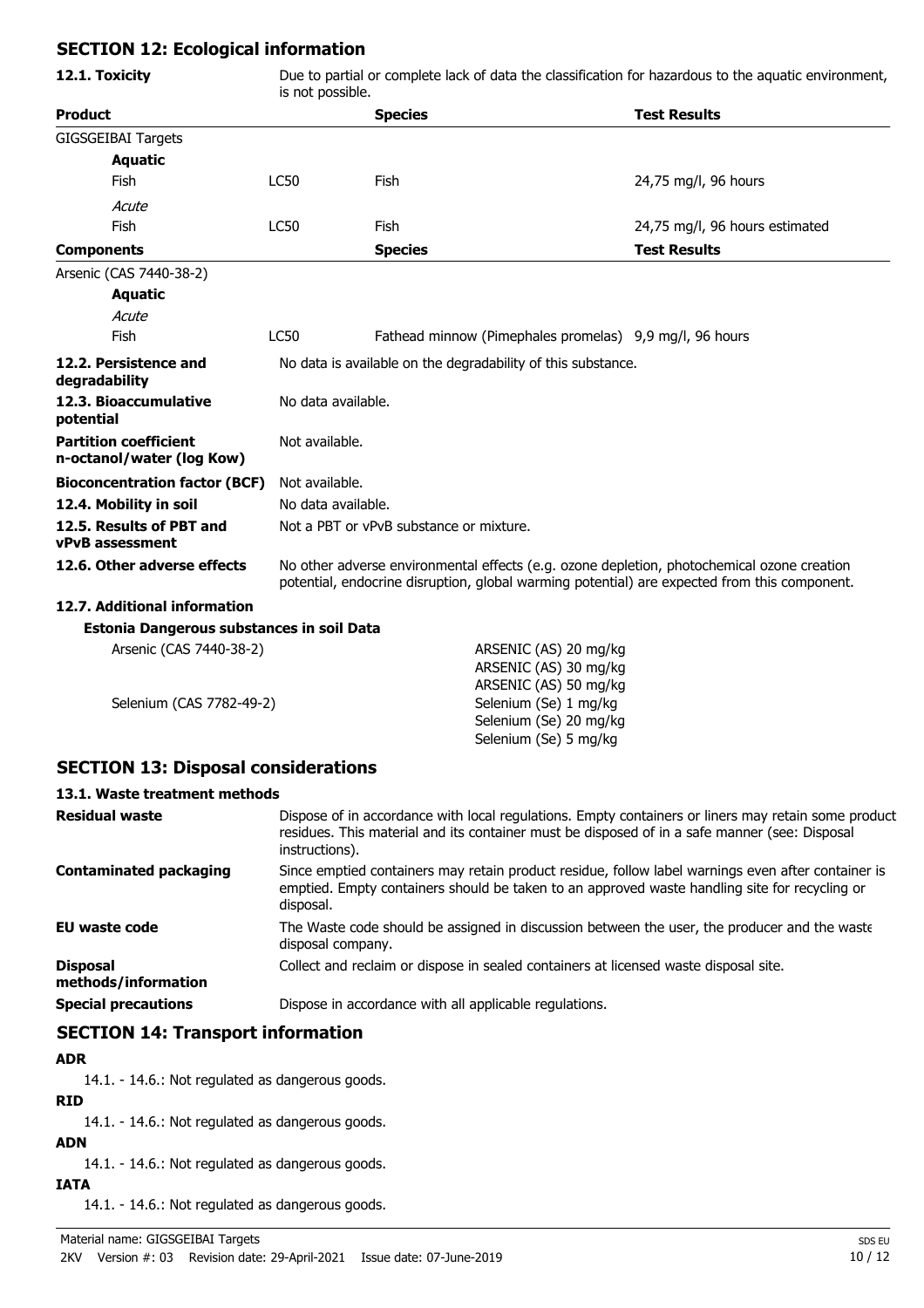## SECTION 12: Ecological information

**12.1. Toxicity** Due to partial or complete lack of data the classification for hazardous to the aquatic environment, is not possible.

| Product | | Species | Test Results |
|---|---|---|---|
| GIGSGEIBAI Targets | | | |
| **Aquatic** | | | |
| Fish | LC50 | Fish | 24,75 mg/l, 96 hours |
| *Acute* | | | |
| Fish | LC50 | Fish | 24,75 mg/l, 96 hours estimated |
| **Components** | | **Species** | **Test Results** |
| Arsenic (CAS 7440-38-2) | | | |
| **Aquatic** | | | |
| *Acute* | | | |
| Fish | LC50 | Fathead minnow (Pimephales promelas) | 9,9 mg/l, 96 hours |

**12.2. Persistence and degradability** No data is available on the degradability of this substance.

**12.3. Bioaccumulative potential** No data available.

**Partition coefficient n-octanol/water (log Kow)** Not available.

**Bioconcentration factor (BCF)** Not available.

**12.4. Mobility in soil** No data available.

**12.5. Results of PBT and vPvB assessment** Not a PBT or vPvB substance or mixture.

**12.6. Other adverse effects** No other adverse environmental effects (e.g. ozone depletion, photochemical ozone creation potential, endocrine disruption, global warming potential) are expected from this component.

**12.7. Additional information**

**Estonia Dangerous substances in soil Data**

| | |
|---|---|
| Arsenic (CAS 7440-38-2) | ARSENIC (AS) 20 mg/kg<br>ARSENIC (AS) 30 mg/kg<br>ARSENIC (AS) 50 mg/kg |
| Selenium (CAS 7782-49-2) | Selenium (Se) 1 mg/kg<br>Selenium (Se) 20 mg/kg<br>Selenium (Se) 5 mg/kg |

## SECTION 13: Disposal considerations

**13.1. Waste treatment methods**

**Residual waste** Dispose of in accordance with local regulations. Empty containers or liners may retain some product residues. This material and its container must be disposed of in a safe manner (see: Disposal instructions).

**Contaminated packaging** Since emptied containers may retain product residue, follow label warnings even after container is emptied. Empty containers should be taken to an approved waste handling site for recycling or disposal.

**EU waste code** The Waste code should be assigned in discussion between the user, the producer and the waste disposal company.

**Disposal methods/information** Collect and reclaim or dispose in sealed containers at licensed waste disposal site.

**Special precautions** Dispose in accordance with all applicable regulations.

## SECTION 14: Transport information

**ADR**

14.1. - 14.6.: Not regulated as dangerous goods.

**RID**

14.1. - 14.6.: Not regulated as dangerous goods.

**ADN**

14.1. - 14.6.: Not regulated as dangerous goods.

**IATA**

14.1. - 14.6.: Not regulated as dangerous goods.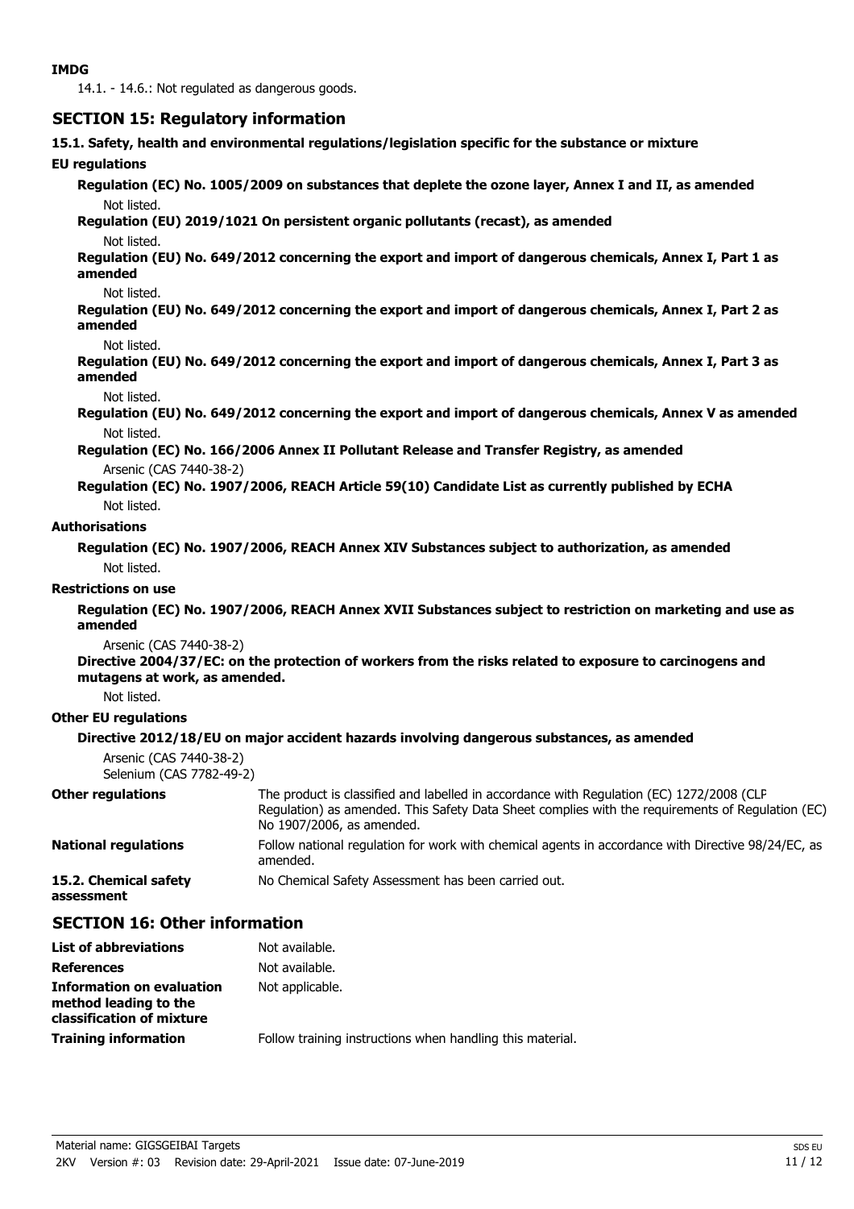**IMDG**

14.1. - 14.6.: Not regulated as dangerous goods.

## SECTION 15: Regulatory information

**15.1. Safety, health and environmental regulations/legislation specific for the substance or mixture**

**EU regulations**

**Regulation (EC) No. 1005/2009 on substances that deplete the ozone layer, Annex I and II, as amended**

Not listed.

**Regulation (EU) 2019/1021 On persistent organic pollutants (recast), as amended**

Not listed.

**Regulation (EU) No. 649/2012 concerning the export and import of dangerous chemicals, Annex I, Part 1 as amended**

Not listed.

**Regulation (EU) No. 649/2012 concerning the export and import of dangerous chemicals, Annex I, Part 2 as amended**

Not listed.

**Regulation (EU) No. 649/2012 concerning the export and import of dangerous chemicals, Annex I, Part 3 as amended**

Not listed.

**Regulation (EU) No. 649/2012 concerning the export and import of dangerous chemicals, Annex V as amended**

Not listed.

**Regulation (EC) No. 166/2006 Annex II Pollutant Release and Transfer Registry, as amended**

Arsenic (CAS 7440-38-2)

**Regulation (EC) No. 1907/2006, REACH Article 59(10) Candidate List as currently published by ECHA**

Not listed.

**Authorisations**

**Regulation (EC) No. 1907/2006, REACH Annex XIV Substances subject to authorization, as amended**

Not listed.

**Restrictions on use**

**Regulation (EC) No. 1907/2006, REACH Annex XVII Substances subject to restriction on marketing and use as amended**

Arsenic (CAS 7440-38-2)

**Directive 2004/37/EC: on the protection of workers from the risks related to exposure to carcinogens and mutagens at work, as amended.**

Not listed.

**Other EU regulations**

**Directive 2012/18/EU on major accident hazards involving dangerous substances, as amended**

Arsenic (CAS 7440-38-2)
Selenium (CAS 7782-49-2)

**Other regulations** The product is classified and labelled in accordance with Regulation (EC) 1272/2008 (CLP Regulation) as amended. This Safety Data Sheet complies with the requirements of Regulation (EC) No 1907/2006, as amended.

**National regulations** Follow national regulation for work with chemical agents in accordance with Directive 98/24/EC, as amended.

**15.2. Chemical safety assessment** No Chemical Safety Assessment has been carried out.

## SECTION 16: Other information

**List of abbreviations** Not available.

**References** Not available.

**Information on evaluation method leading to the classification of mixture** Not applicable.

**Training information** Follow training instructions when handling this material.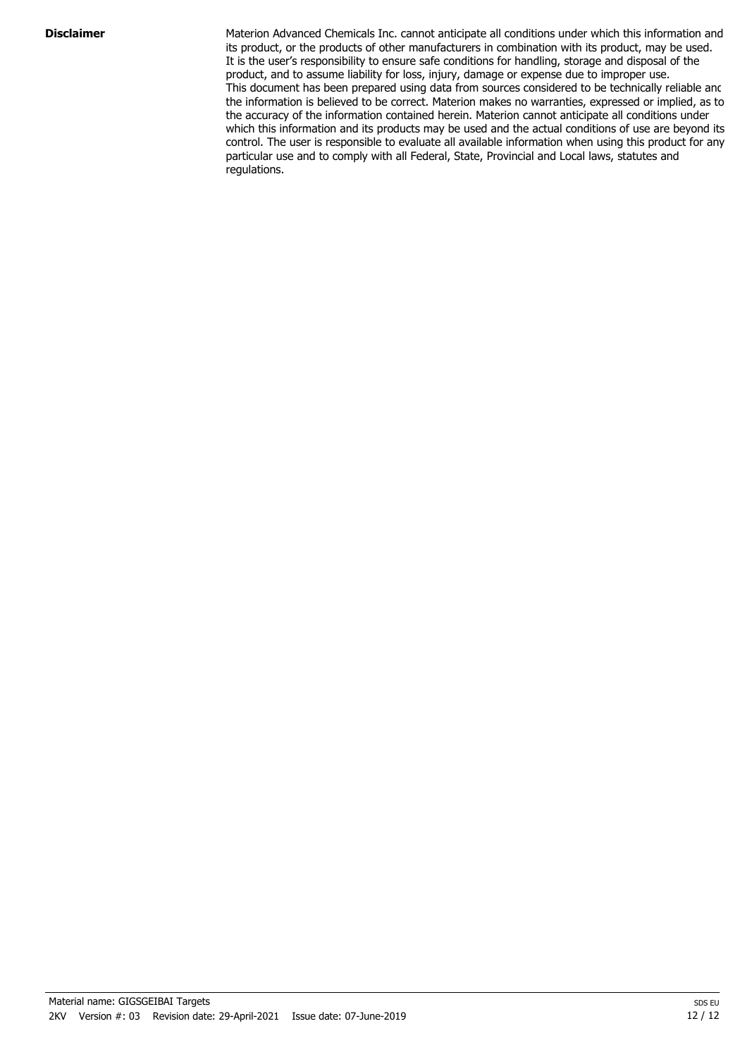**Disclaimer**

Materion Advanced Chemicals Inc. cannot anticipate all conditions under which this information and its product, or the products of other manufacturers in combination with its product, may be used. It is the user's responsibility to ensure safe conditions for handling, storage and disposal of the product, and to assume liability for loss, injury, damage or expense due to improper use. This document has been prepared using data from sources considered to be technically reliable and the information is believed to be correct. Materion makes no warranties, expressed or implied, as to the accuracy of the information contained herein. Materion cannot anticipate all conditions under which this information and its products may be used and the actual conditions of use are beyond its control. The user is responsible to evaluate all available information when using this product for any particular use and to comply with all Federal, State, Provincial and Local laws, statutes and regulations.